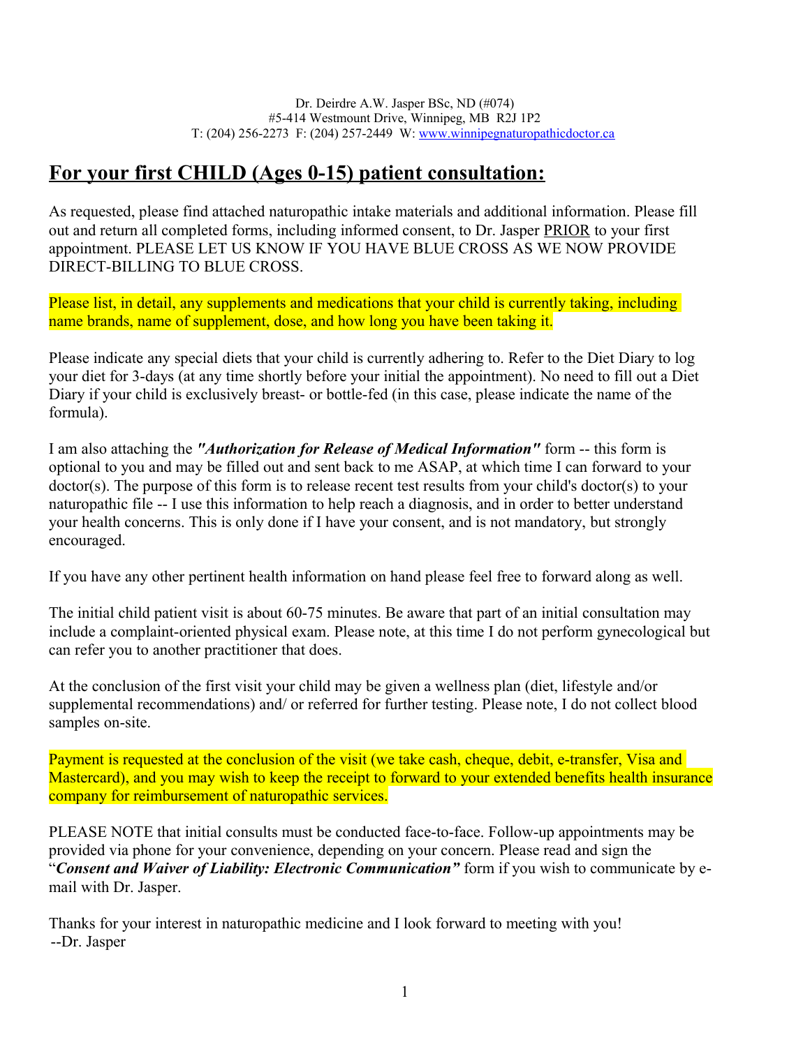Dr. Deirdre A.W. Jasper BSc, ND (#074)
#5-414 Westmount Drive, Winnipeg, MB R2J 1P2
T: (204) 256-2273 F: (204) 257-2449 W: www.winnipegnaturopathicdoctor.ca

# For your first CHILD (Ages 0-15) patient consultation:

As requested, please find attached naturopathic intake materials and additional information. Please fill out and return all completed forms, including informed consent, to Dr. Jasper PRIOR to your first appointment. PLEASE LET US KNOW IF YOU HAVE BLUE CROSS AS WE NOW PROVIDE DIRECT-BILLING TO BLUE CROSS.

Please list, in detail, any supplements and medications that your child is currently taking, including name brands, name of supplement, dose, and how long you have been taking it.

Please indicate any special diets that your child is currently adhering to. Refer to the Diet Diary to log your diet for 3-days (at any time shortly before your initial the appointment). No need to fill out a Diet Diary if your child is exclusively breast- or bottle-fed (in this case, please indicate the name of the formula).

I am also attaching the ***"Authorization for Release of Medical Information"*** form -- this form is optional to you and may be filled out and sent back to me ASAP, at which time I can forward to your doctor(s). The purpose of this form is to release recent test results from your child's doctor(s) to your naturopathic file -- I use this information to help reach a diagnosis, and in order to better understand your health concerns. This is only done if I have your consent, and is not mandatory, but strongly encouraged.

If you have any other pertinent health information on hand please feel free to forward along as well.

The initial child patient visit is about 60-75 minutes. Be aware that part of an initial consultation may include a complaint-oriented physical exam. Please note, at this time I do not perform gynecological but can refer you to another practitioner that does.

At the conclusion of the first visit your child may be given a wellness plan (diet, lifestyle and/or supplemental recommendations) and/ or referred for further testing. Please note, I do not collect blood samples on-site.

Payment is requested at the conclusion of the visit (we take cash, cheque, debit, e-transfer, Visa and Mastercard), and you may wish to keep the receipt to forward to your extended benefits health insurance company for reimbursement of naturopathic services.

PLEASE NOTE that initial consults must be conducted face-to-face. Follow-up appointments may be provided via phone for your convenience, depending on your concern. Please read and sign the "***Consent and Waiver of Liability: Electronic Communication"*** form if you wish to communicate by e-mail with Dr. Jasper.

Thanks for your interest in naturopathic medicine and I look forward to meeting with you!
--Dr. Jasper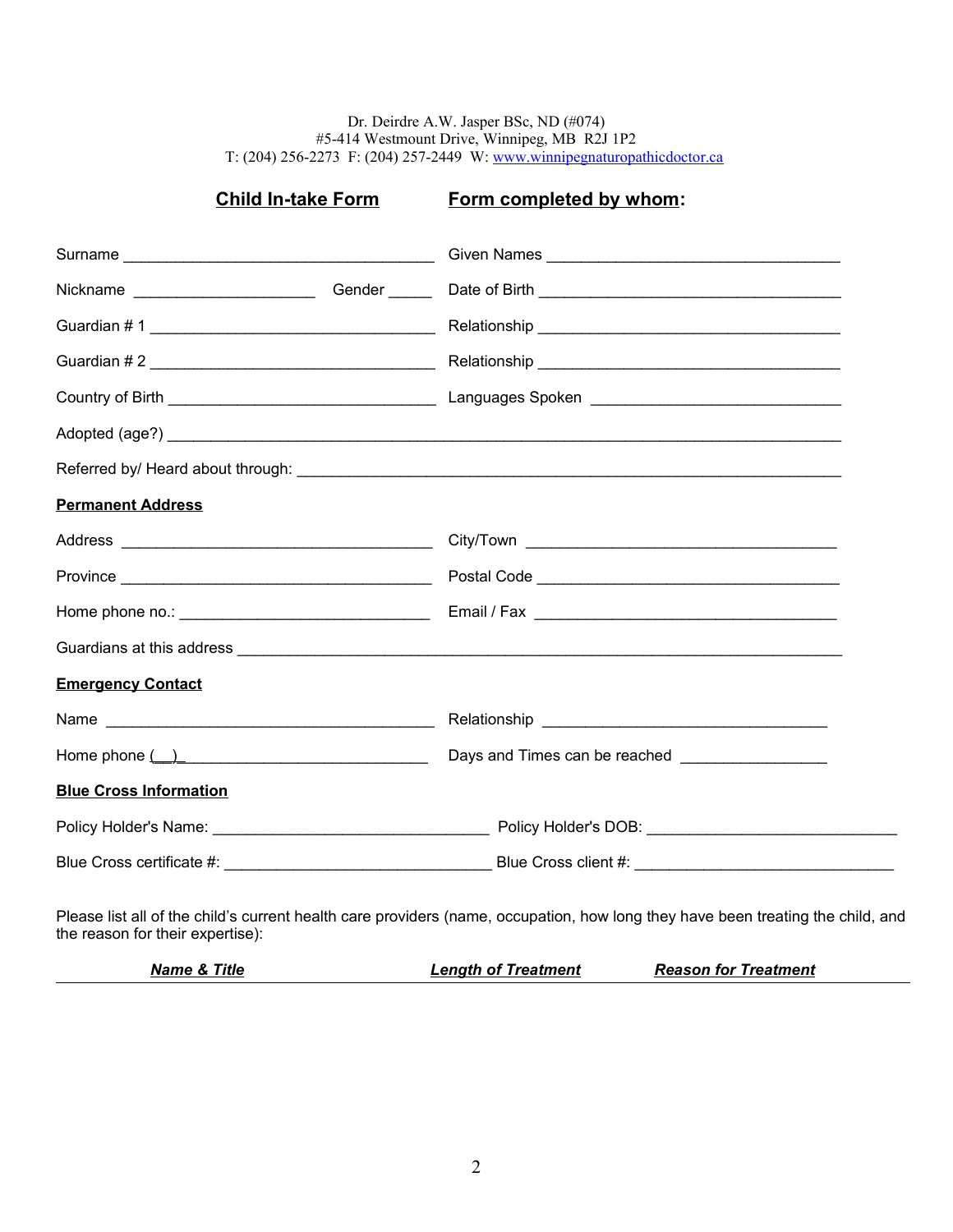Dr. Deirdre A.W. Jasper BSc, ND (#074)
#5-414 Westmount Drive, Winnipeg, MB R2J 1P2
T: (204) 256-2273 F: (204) 257-2449 W: www.winnipegnaturopathicdoctor.ca

## Child In-take Form

## Form completed by whom:

Surname ___________________________________ Given Names ________________________________

Nickname ____________________ Gender _____ Date of Birth __________________________________

Guardian # 1 ________________________________ Relationship __________________________________

Guardian # 2 ________________________________ Relationship __________________________________

Country of Birth ______________________________ Languages Spoken _____________________________

Adopted (age?) ______________________________________________________________________________

Referred by/ Heard about through: _______________________________________________________________

**Permanent Address**

Address ___________________________________ City/Town ___________________________________

Province ___________________________________ Postal Code __________________________________

Home phone no.: ____________________________ Email / Fax __________________________________

Guardians at this address _____________________________________________________________________

**Emergency Contact**

Name _____________________________________ Relationship ________________________________

Home phone (__)_ ____________________________ Days and Times can be reached ________________

**Blue Cross Information**

Policy Holder's Name: ______________________________ Policy Holder's DOB: ____________________________

Blue Cross certificate #: ____________________________ Blue Cross client #: _____________________________

Please list all of the child's current health care providers (name, occupation, how long they have been treating the child, and the reason for their expertise):

| ***Name & Title*** | ***Length of Treatment*** | ***Reason for Treatment*** |
| --- | --- | --- |
| | | |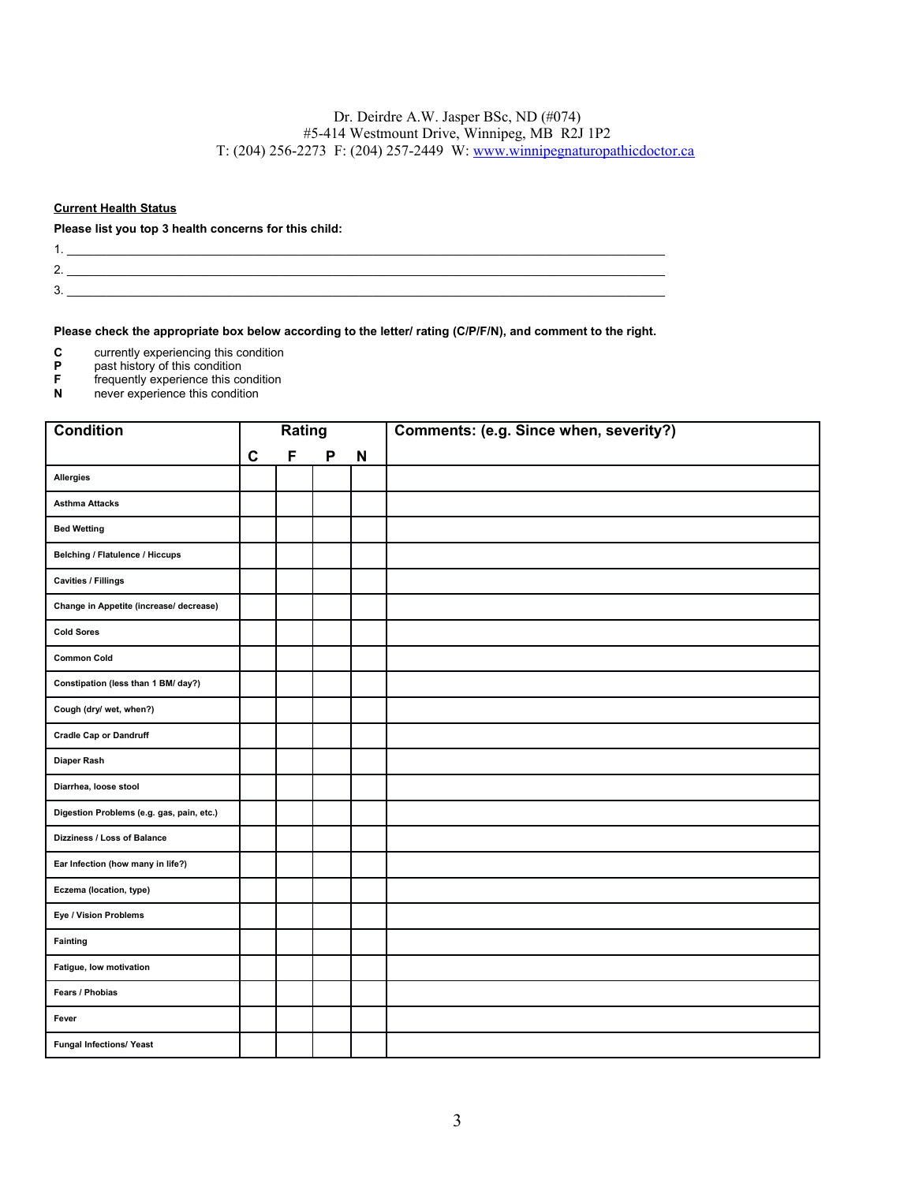Dr. Deirdre A.W. Jasper BSc, ND (#074)
#5-414 Westmount Drive, Winnipeg, MB R2J 1P2
T: (204) 256-2273 F: (204) 257-2449 W: www.winnipegnaturopathicdoctor.ca

**Current Health Status**

**Please list you top 3 health concerns for this child:**

1. ______________________________________________________________________________
2. ______________________________________________________________________________
3. ______________________________________________________________________________

**Please check the appropriate box below according to the letter/ rating (C/P/F/N), and comment to the right.**

**C** currently experiencing this condition
**P** past history of this condition
**F** frequently experience this condition
**N** never experience this condition

| Condition | Rating | | | | Comments: (e.g. Since when, severity?) |
|---|---|---|---|---|---|
| | C | F | P | N | |
| Allergies | | | | | |
| Asthma Attacks | | | | | |
| Bed Wetting | | | | | |
| Belching / Flatulence / Hiccups | | | | | |
| Cavities / Fillings | | | | | |
| Change in Appetite (increase/ decrease) | | | | | |
| Cold Sores | | | | | |
| Common Cold | | | | | |
| Constipation (less than 1 BM/ day?) | | | | | |
| Cough (dry/ wet, when?) | | | | | |
| Cradle Cap or Dandruff | | | | | |
| Diaper Rash | | | | | |
| Diarrhea, loose stool | | | | | |
| Digestion Problems (e.g. gas, pain, etc.) | | | | | |
| Dizziness / Loss of Balance | | | | | |
| Ear Infection (how many in life?) | | | | | |
| Eczema (location, type) | | | | | |
| Eye / Vision Problems | | | | | |
| Fainting | | | | | |
| Fatigue, low motivation | | | | | |
| Fears / Phobias | | | | | |
| Fever | | | | | |
| Fungal Infections/ Yeast | | | | | |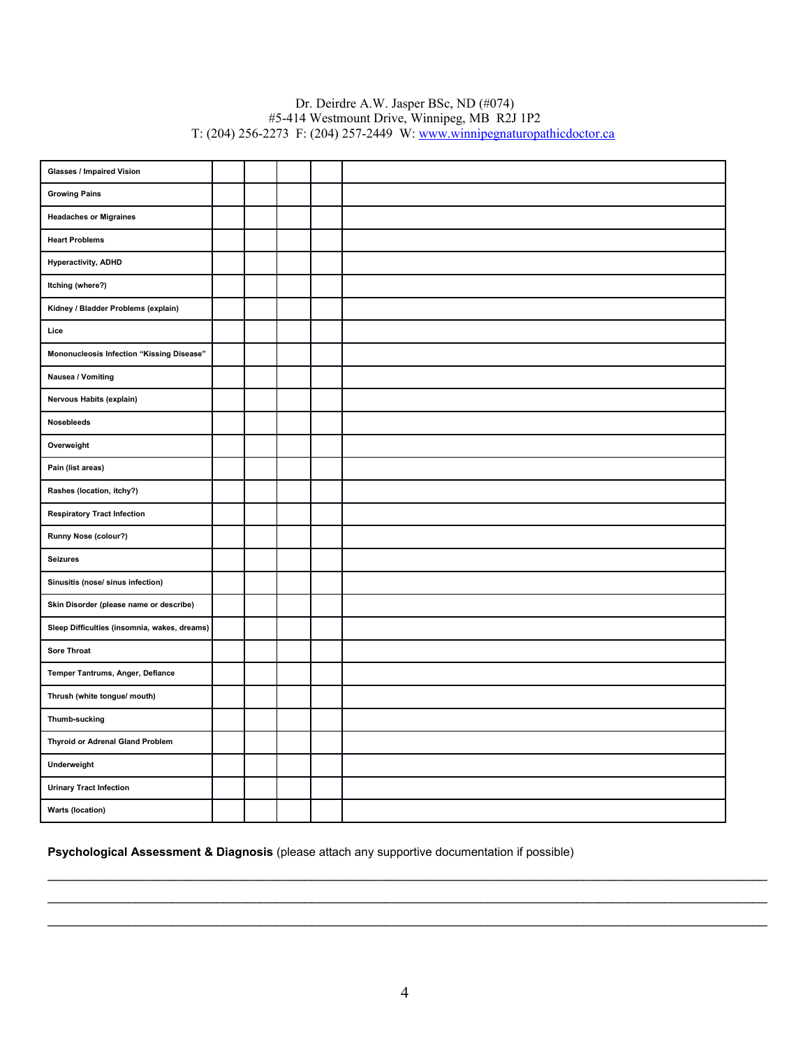Dr. Deirdre A.W. Jasper BSc, ND (#074)
#5-414 Westmount Drive, Winnipeg, MB R2J 1P2
T: (204) 256-2273 F: (204) 257-2449 W: [www.winnipegnaturopathicdoctor.ca](http://www.winnipegnaturopathicdoctor.ca)

| | | | | | |
|---|---|---|---|---|---|
| **Glasses / Impaired Vision** | | | | | |
| **Growing Pains** | | | | | |
| **Headaches or Migraines** | | | | | |
| **Heart Problems** | | | | | |
| **Hyperactivity, ADHD** | | | | | |
| **Itching (where?)** | | | | | |
| **Kidney / Bladder Problems (explain)** | | | | | |
| **Lice** | | | | | |
| **Mononucleosis Infection "Kissing Disease"** | | | | | |
| **Nausea / Vomiting** | | | | | |
| **Nervous Habits (explain)** | | | | | |
| **Nosebleeds** | | | | | |
| **Overweight** | | | | | |
| **Pain (list areas)** | | | | | |
| **Rashes (location, itchy?)** | | | | | |
| **Respiratory Tract Infection** | | | | | |
| **Runny Nose (colour?)** | | | | | |
| **Seizures** | | | | | |
| **Sinusitis (nose/ sinus infection)** | | | | | |
| **Skin Disorder (please name or describe)** | | | | | |
| **Sleep Difficulties (insomnia, wakes, dreams)** | | | | | |
| **Sore Throat** | | | | | |
| **Temper Tantrums, Anger, Defiance** | | | | | |
| **Thrush (white tongue/ mouth)** | | | | | |
| **Thumb-sucking** | | | | | |
| **Thyroid or Adrenal Gland Problem** | | | | | |
| **Underweight** | | | | | |
| **Urinary Tract Infection** | | | | | |
| **Warts (location)** | | | | | |

**Psychological Assessment & Diagnosis** (please attach any supportive documentation if possible)

___________________________________________________________________________________________

___________________________________________________________________________________________

___________________________________________________________________________________________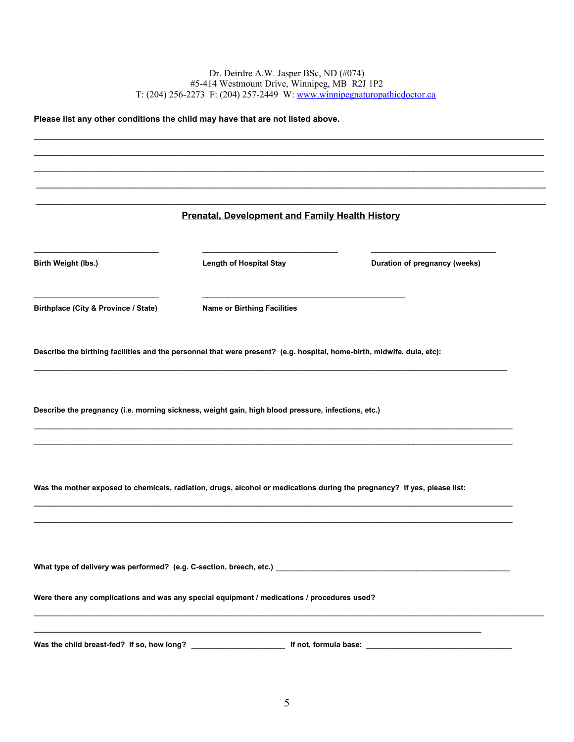Dr. Deirdre A.W. Jasper BSc, ND (#074)
#5-414 Westmount Drive, Winnipeg, MB R2J 1P2
T: (204) 256-2273 F: (204) 257-2449 W: www.winnipegnaturopathicdoctor.ca

**Please list any other conditions the child may have that are not listed above.**

______________________________________________________________________________

______________________________________________________________________________

______________________________________________________________________________

______________________________________________________________________________

______________________________________________________________________________

## Prenatal, Development and Family Health History

| ____________________ | ____________________ | ____________________ |
|---|---|---|
| **Birth Weight (lbs.)** | **Length of Hospital Stay** | **Duration of pregnancy (weeks)** |

| ____________________ | ________________________________ |
|---|---|
| **Birthplace (City & Province / State)** | **Name or Birthing Facilities** |

**Describe the birthing facilities and the personnel that were present? (e.g. hospital, home-birth, midwife, dula, etc):**

______________________________________________________________________________

**Describe the pregnancy (i.e. morning sickness, weight gain, high blood pressure, infections, etc.)**

______________________________________________________________________________

______________________________________________________________________________

**Was the mother exposed to chemicals, radiation, drugs, alcohol or medications during the pregnancy? If yes, please list:**

______________________________________________________________________________

______________________________________________________________________________

**What type of delivery was performed? (e.g. C-section, breech, etc.)** ____________________________________________

**Were there any complications and was any special equipment / medications / procedures used?**

______________________________________________________________________________

______________________________________________________________________________

**Was the child breast-fed? If so, how long?** ____________________ **If not, formula base:** ____________________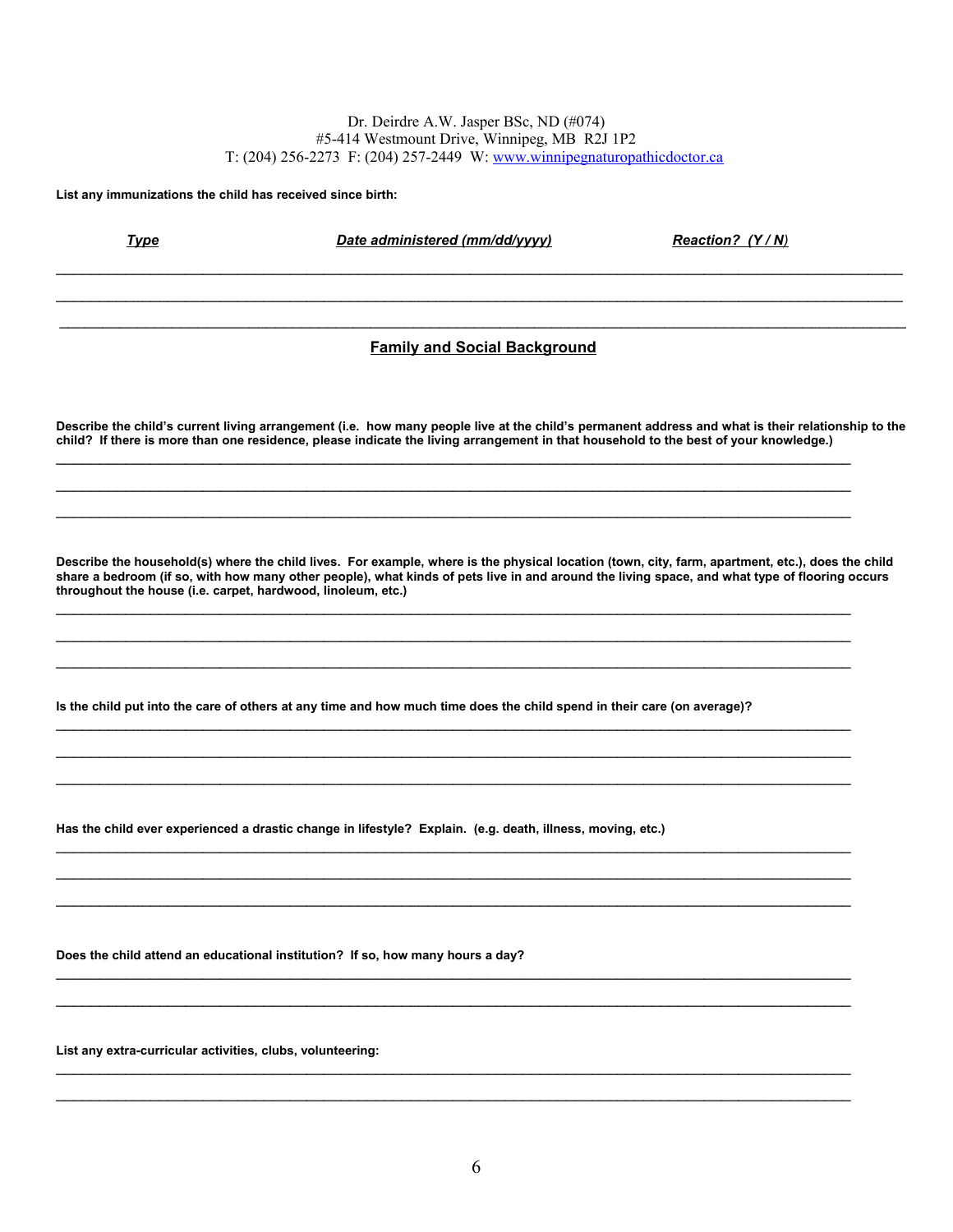Dr. Deirdre A.W. Jasper BSc, ND (#074)
#5-414 Westmount Drive, Winnipeg, MB R2J 1P2
T: (204) 256-2273 F: (204) 257-2449 W: www.winnipegnaturopathicdoctor.ca

**List any immunizations the child has received since birth:**

| ***Type*** | ***Date administered (mm/dd/yyyy)*** | ***Reaction? (Y / N)*** |
|---|---|---|
| | | |
| | | |
| | | |

## Family and Social Background

**Describe the child's current living arrangement (i.e. how many people live at the child's permanent address and what is their relationship to the child? If there is more than one residence, please indicate the living arrangement in that household to the best of your knowledge.)**

______________________________________________________________________________

______________________________________________________________________________

______________________________________________________________________________

**Describe the household(s) where the child lives. For example, where is the physical location (town, city, farm, apartment, etc.), does the child share a bedroom (if so, with how many other people), what kinds of pets live in and around the living space, and what type of flooring occurs throughout the house (i.e. carpet, hardwood, linoleum, etc.)**

______________________________________________________________________________

______________________________________________________________________________

______________________________________________________________________________

**Is the child put into the care of others at any time and how much time does the child spend in their care (on average)?**

______________________________________________________________________________

______________________________________________________________________________

______________________________________________________________________________

**Has the child ever experienced a drastic change in lifestyle? Explain. (e.g. death, illness, moving, etc.)**

______________________________________________________________________________

______________________________________________________________________________

______________________________________________________________________________

**Does the child attend an educational institution? If so, how many hours a day?**

______________________________________________________________________________

______________________________________________________________________________

**List any extra-curricular activities, clubs, volunteering:**

______________________________________________________________________________

______________________________________________________________________________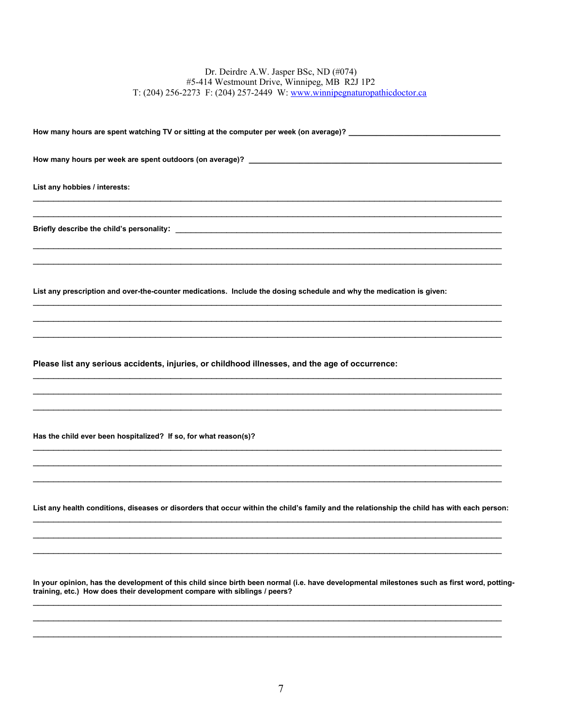Dr. Deirdre A.W. Jasper BSc, ND (#074)
#5-414 Westmount Drive, Winnipeg, MB R2J 1P2
T: (204) 256-2273 F: (204) 257-2449 W: www.winnipegnaturopathicdoctor.ca

**How many hours are spent watching TV or sitting at the computer per week (on average)?** ____________________

**How many hours per week are spent outdoors (on average)?** ____________________

**List any hobbies / interests:**

______________________________________________________________________

______________________________________________________________________

**Briefly describe the child's personality:** ____________________________________________

______________________________________________________________________

______________________________________________________________________

**List any prescription and over-the-counter medications. Include the dosing schedule and why the medication is given:**

______________________________________________________________________

______________________________________________________________________

______________________________________________________________________

**Please list any serious accidents, injuries, or childhood illnesses, and the age of occurrence:**

______________________________________________________________________

______________________________________________________________________

______________________________________________________________________

**Has the child ever been hospitalized? If so, for what reason(s)?**

______________________________________________________________________

______________________________________________________________________

______________________________________________________________________

**List any health conditions, diseases or disorders that occur within the child's family and the relationship the child has with each person:**

______________________________________________________________________

______________________________________________________________________

______________________________________________________________________

**In your opinion, has the development of this child since birth been normal (i.e. have developmental milestones such as first word, potting-training, etc.) How does their development compare with siblings / peers?**

______________________________________________________________________

______________________________________________________________________

______________________________________________________________________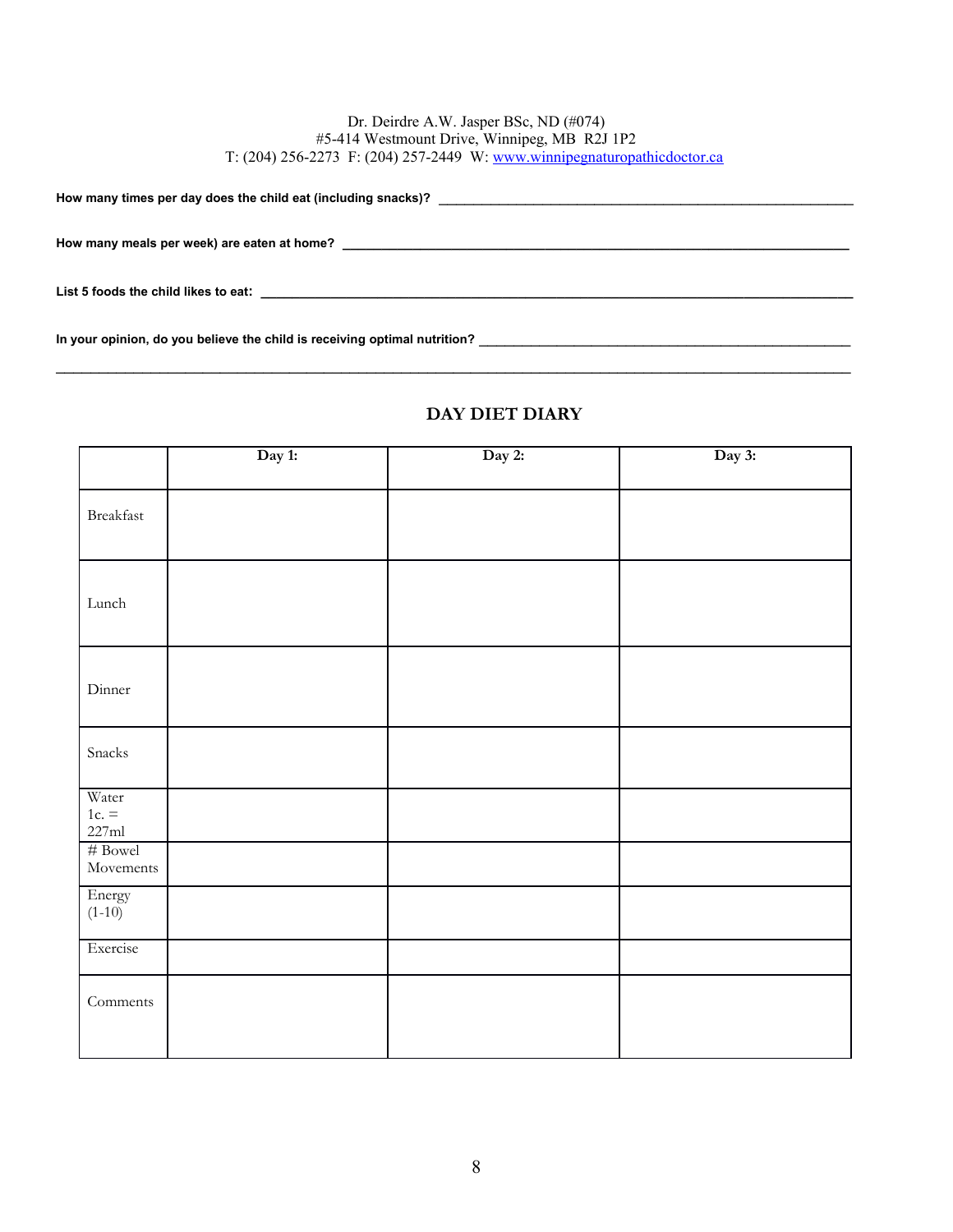Dr. Deirdre A.W. Jasper BSc, ND (#074)
#5-414 Westmount Drive, Winnipeg, MB R2J 1P2
T: (204) 256-2273 F: (204) 257-2449 W: www.winnipegnaturopathicdoctor.ca

**How many times per day does the child eat (including snacks)?** ______________________________

**How many meals per week) are eaten at home?** ______________________________

**List 5 foods the child likes to eat:** ______________________________

**In your opinion, do you believe the child is receiving optimal nutrition?** ______________________________

______________________________________________________________________________

## DAY DIET DIARY

| | Day 1: | Day 2: | Day 3: |
|---|---|---|---|
| Breakfast | | | |
| Lunch | | | |
| Dinner | | | |
| Snacks | | | |
| Water 1c. = 227ml | | | |
| # Bowel Movements | | | |
| Energy (1-10) | | | |
| Exercise | | | |
| Comments | | | |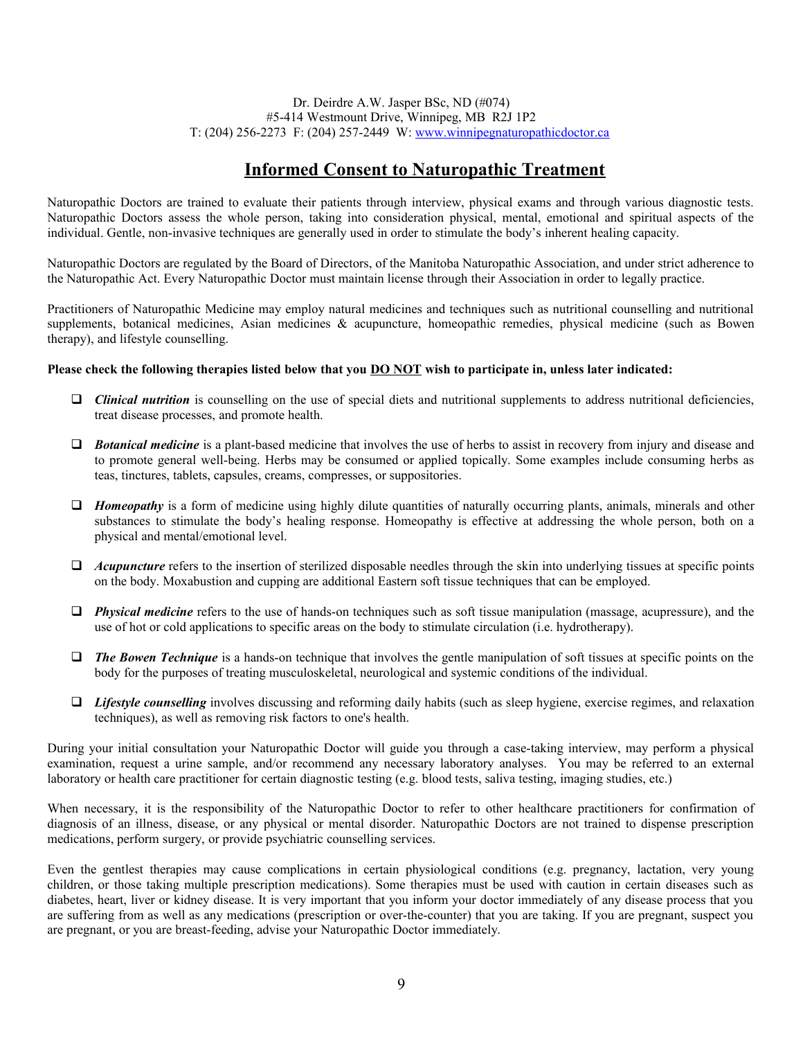Dr. Deirdre A.W. Jasper BSc, ND (#074)
#5-414 Westmount Drive, Winnipeg, MB R2J 1P2
T: (204) 256-2273 F: (204) 257-2449 W: www.winnipegnaturopathicdoctor.ca

# Informed Consent to Naturopathic Treatment

Naturopathic Doctors are trained to evaluate their patients through interview, physical exams and through various diagnostic tests. Naturopathic Doctors assess the whole person, taking into consideration physical, mental, emotional and spiritual aspects of the individual. Gentle, non-invasive techniques are generally used in order to stimulate the body's inherent healing capacity.

Naturopathic Doctors are regulated by the Board of Directors, of the Manitoba Naturopathic Association, and under strict adherence to the Naturopathic Act. Every Naturopathic Doctor must maintain license through their Association in order to legally practice.

Practitioners of Naturopathic Medicine may employ natural medicines and techniques such as nutritional counselling and nutritional supplements, botanical medicines, Asian medicines & acupuncture, homeopathic remedies, physical medicine (such as Bowen therapy), and lifestyle counselling.

**Please check the following therapies listed below that you DO NOT wish to participate in, unless later indicated:**

- ☐ ***Clinical nutrition*** is counselling on the use of special diets and nutritional supplements to address nutritional deficiencies, treat disease processes, and promote health.
- ☐ ***Botanical medicine*** is a plant-based medicine that involves the use of herbs to assist in recovery from injury and disease and to promote general well-being. Herbs may be consumed or applied topically. Some examples include consuming herbs as teas, tinctures, tablets, capsules, creams, compresses, or suppositories.
- ☐ ***Homeopathy*** is a form of medicine using highly dilute quantities of naturally occurring plants, animals, minerals and other substances to stimulate the body's healing response. Homeopathy is effective at addressing the whole person, both on a physical and mental/emotional level.
- ☐ ***Acupuncture*** refers to the insertion of sterilized disposable needles through the skin into underlying tissues at specific points on the body. Moxabustion and cupping are additional Eastern soft tissue techniques that can be employed.
- ☐ ***Physical medicine*** refers to the use of hands-on techniques such as soft tissue manipulation (massage, acupressure), and the use of hot or cold applications to specific areas on the body to stimulate circulation (i.e. hydrotherapy).
- ☐ ***The Bowen Technique*** is a hands-on technique that involves the gentle manipulation of soft tissues at specific points on the body for the purposes of treating musculoskeletal, neurological and systemic conditions of the individual.
- ☐ ***Lifestyle counselling*** involves discussing and reforming daily habits (such as sleep hygiene, exercise regimes, and relaxation techniques), as well as removing risk factors to one's health.

During your initial consultation your Naturopathic Doctor will guide you through a case-taking interview, may perform a physical examination, request a urine sample, and/or recommend any necessary laboratory analyses. You may be referred to an external laboratory or health care practitioner for certain diagnostic testing (e.g. blood tests, saliva testing, imaging studies, etc.)

When necessary, it is the responsibility of the Naturopathic Doctor to refer to other healthcare practitioners for confirmation of diagnosis of an illness, disease, or any physical or mental disorder. Naturopathic Doctors are not trained to dispense prescription medications, perform surgery, or provide psychiatric counselling services.

Even the gentlest therapies may cause complications in certain physiological conditions (e.g. pregnancy, lactation, very young children, or those taking multiple prescription medications). Some therapies must be used with caution in certain diseases such as diabetes, heart, liver or kidney disease. It is very important that you inform your doctor immediately of any disease process that you are suffering from as well as any medications (prescription or over-the-counter) that you are taking. If you are pregnant, suspect you are pregnant, or you are breast-feeding, advise your Naturopathic Doctor immediately.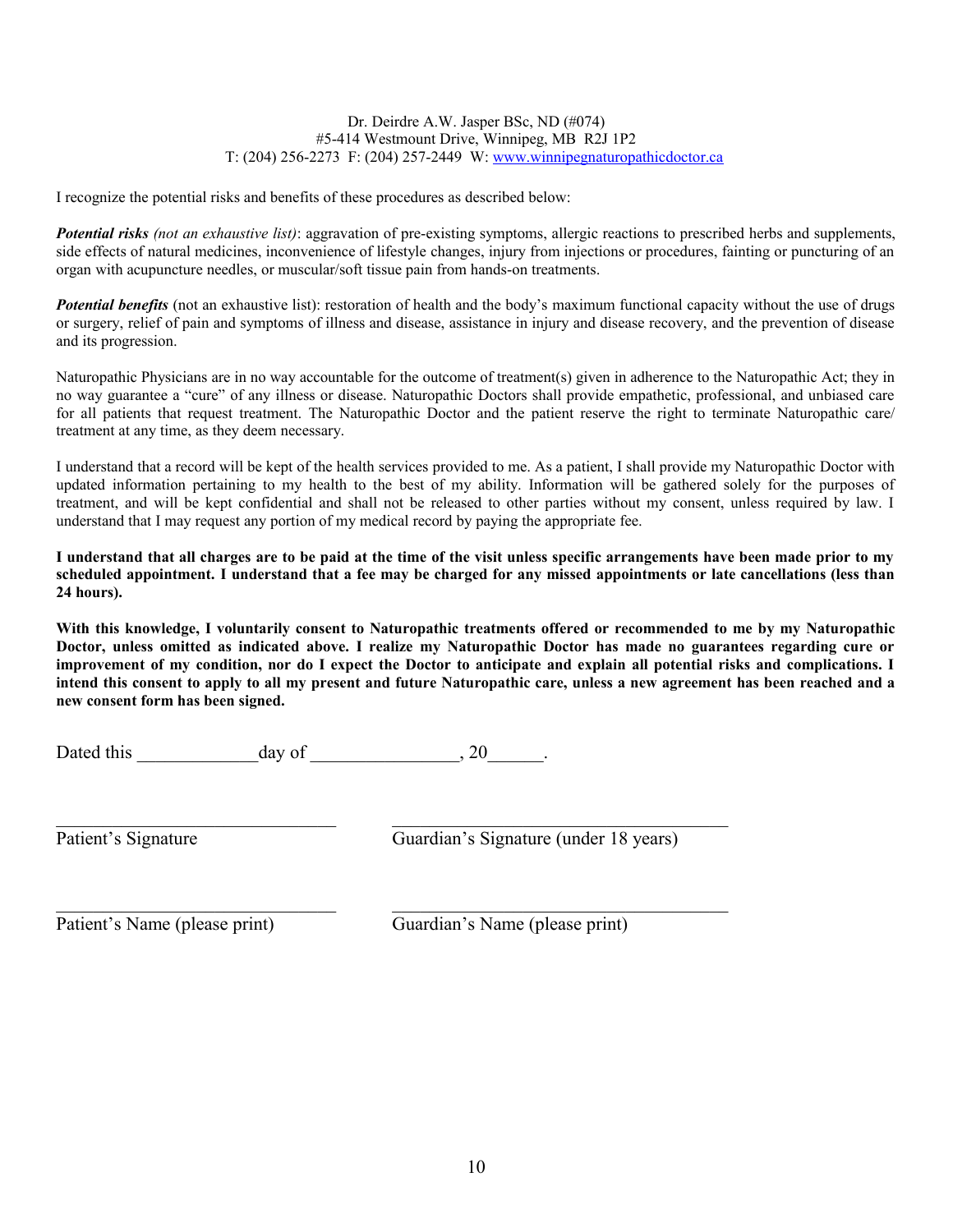Dr. Deirdre A.W. Jasper BSc, ND (#074)
#5-414 Westmount Drive, Winnipeg, MB R2J 1P2
T: (204) 256-2273 F: (204) 257-2449 W: [www.winnipegnaturopathicdoctor.ca](http://www.winnipegnaturopathicdoctor.ca)

I recognize the potential risks and benefits of these procedures as described below:

***Potential risks*** *(not an exhaustive list)*: aggravation of pre-existing symptoms, allergic reactions to prescribed herbs and supplements, side effects of natural medicines, inconvenience of lifestyle changes, injury from injections or procedures, fainting or puncturing of an organ with acupuncture needles, or muscular/soft tissue pain from hands-on treatments.

***Potential benefits*** (not an exhaustive list): restoration of health and the body's maximum functional capacity without the use of drugs or surgery, relief of pain and symptoms of illness and disease, assistance in injury and disease recovery, and the prevention of disease and its progression.

Naturopathic Physicians are in no way accountable for the outcome of treatment(s) given in adherence to the Naturopathic Act; they in no way guarantee a "cure" of any illness or disease. Naturopathic Doctors shall provide empathetic, professional, and unbiased care for all patients that request treatment. The Naturopathic Doctor and the patient reserve the right to terminate Naturopathic care/ treatment at any time, as they deem necessary.

I understand that a record will be kept of the health services provided to me. As a patient, I shall provide my Naturopathic Doctor with updated information pertaining to my health to the best of my ability. Information will be gathered solely for the purposes of treatment, and will be kept confidential and shall not be released to other parties without my consent, unless required by law. I understand that I may request any portion of my medical record by paying the appropriate fee.

**I understand that all charges are to be paid at the time of the visit unless specific arrangements have been made prior to my scheduled appointment. I understand that a fee may be charged for any missed appointments or late cancellations (less than 24 hours).**

**With this knowledge, I voluntarily consent to Naturopathic treatments offered or recommended to me by my Naturopathic Doctor, unless omitted as indicated above. I realize my Naturopathic Doctor has made no guarantees regarding cure or improvement of my condition, nor do I expect the Doctor to anticipate and explain all potential risks and complications. I intend this consent to apply to all my present and future Naturopathic care, unless a new agreement has been reached and a new consent form has been signed.**

Dated this _____________day of ________________, 20______.

______________________________ ____________________________________
Patient's Signature Guardian's Signature (under 18 years)

______________________________ ____________________________________
Patient's Name (please print) Guardian's Name (please print)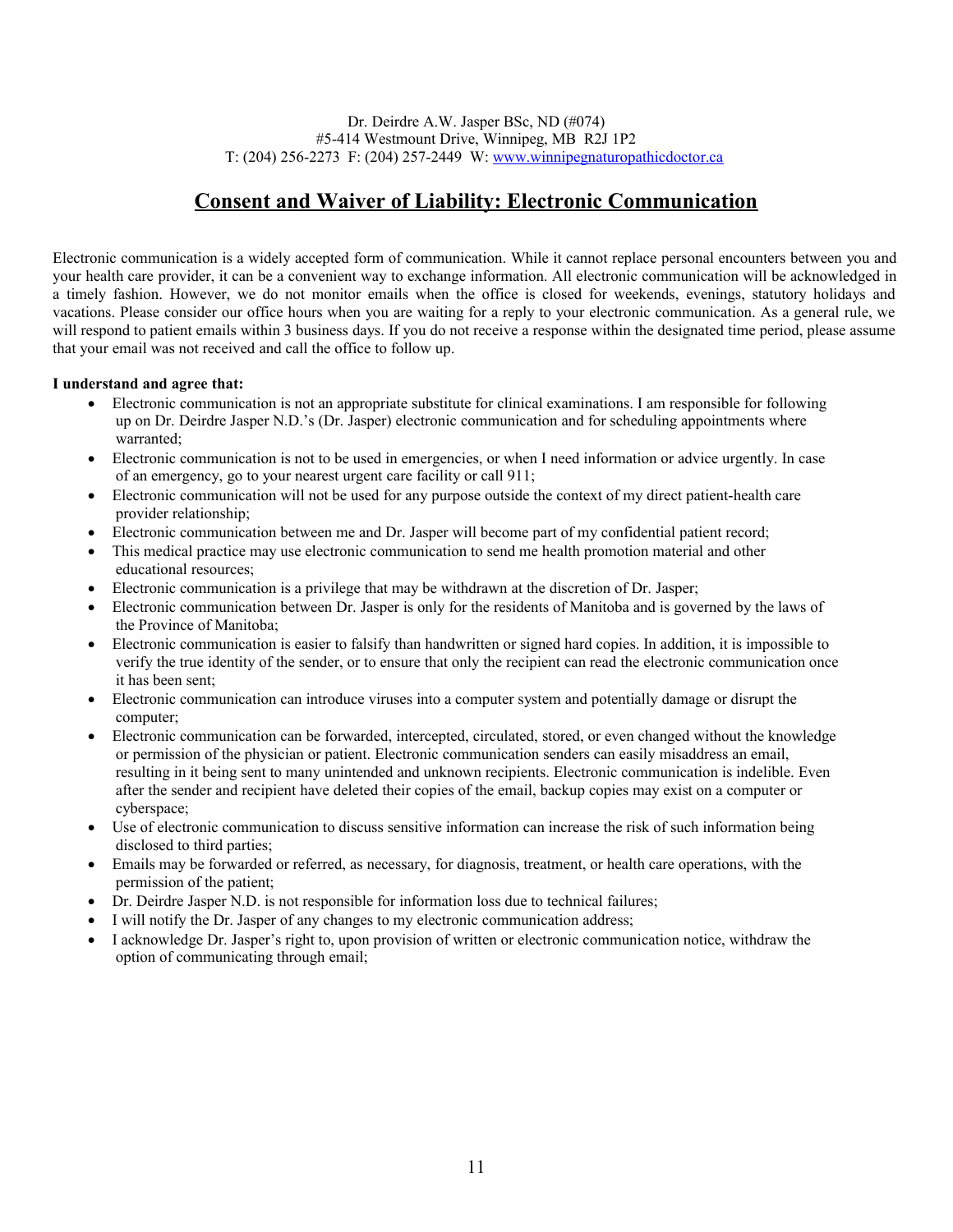Dr. Deirdre A.W. Jasper BSc, ND (#074)
#5-414 Westmount Drive, Winnipeg, MB R2J 1P2
T: (204) 256-2273 F: (204) 257-2449 W: [www.winnipegnaturopathicdoctor.ca](http://www.winnipegnaturopathicdoctor.ca)

# Consent and Waiver of Liability: Electronic Communication

Electronic communication is a widely accepted form of communication. While it cannot replace personal encounters between you and your health care provider, it can be a convenient way to exchange information. All electronic communication will be acknowledged in a timely fashion. However, we do not monitor emails when the office is closed for weekends, evenings, statutory holidays and vacations. Please consider our office hours when you are waiting for a reply to your electronic communication. As a general rule, we will respond to patient emails within 3 business days. If you do not receive a response within the designated time period, please assume that your email was not received and call the office to follow up.

**I understand and agree that:**

- Electronic communication is not an appropriate substitute for clinical examinations. I am responsible for following up on Dr. Deirdre Jasper N.D.'s (Dr. Jasper) electronic communication and for scheduling appointments where warranted;
- Electronic communication is not to be used in emergencies, or when I need information or advice urgently. In case of an emergency, go to your nearest urgent care facility or call 911;
- Electronic communication will not be used for any purpose outside the context of my direct patient-health care provider relationship;
- Electronic communication between me and Dr. Jasper will become part of my confidential patient record;
- This medical practice may use electronic communication to send me health promotion material and other educational resources;
- Electronic communication is a privilege that may be withdrawn at the discretion of Dr. Jasper;
- Electronic communication between Dr. Jasper is only for the residents of Manitoba and is governed by the laws of the Province of Manitoba;
- Electronic communication is easier to falsify than handwritten or signed hard copies. In addition, it is impossible to verify the true identity of the sender, or to ensure that only the recipient can read the electronic communication once it has been sent;
- Electronic communication can introduce viruses into a computer system and potentially damage or disrupt the computer;
- Electronic communication can be forwarded, intercepted, circulated, stored, or even changed without the knowledge or permission of the physician or patient. Electronic communication senders can easily misaddress an email, resulting in it being sent to many unintended and unknown recipients. Electronic communication is indelible. Even after the sender and recipient have deleted their copies of the email, backup copies may exist on a computer or cyberspace;
- Use of electronic communication to discuss sensitive information can increase the risk of such information being disclosed to third parties;
- Emails may be forwarded or referred, as necessary, for diagnosis, treatment, or health care operations, with the permission of the patient;
- Dr. Deirdre Jasper N.D. is not responsible for information loss due to technical failures;
- I will notify the Dr. Jasper of any changes to my electronic communication address;
- I acknowledge Dr. Jasper's right to, upon provision of written or electronic communication notice, withdraw the option of communicating through email;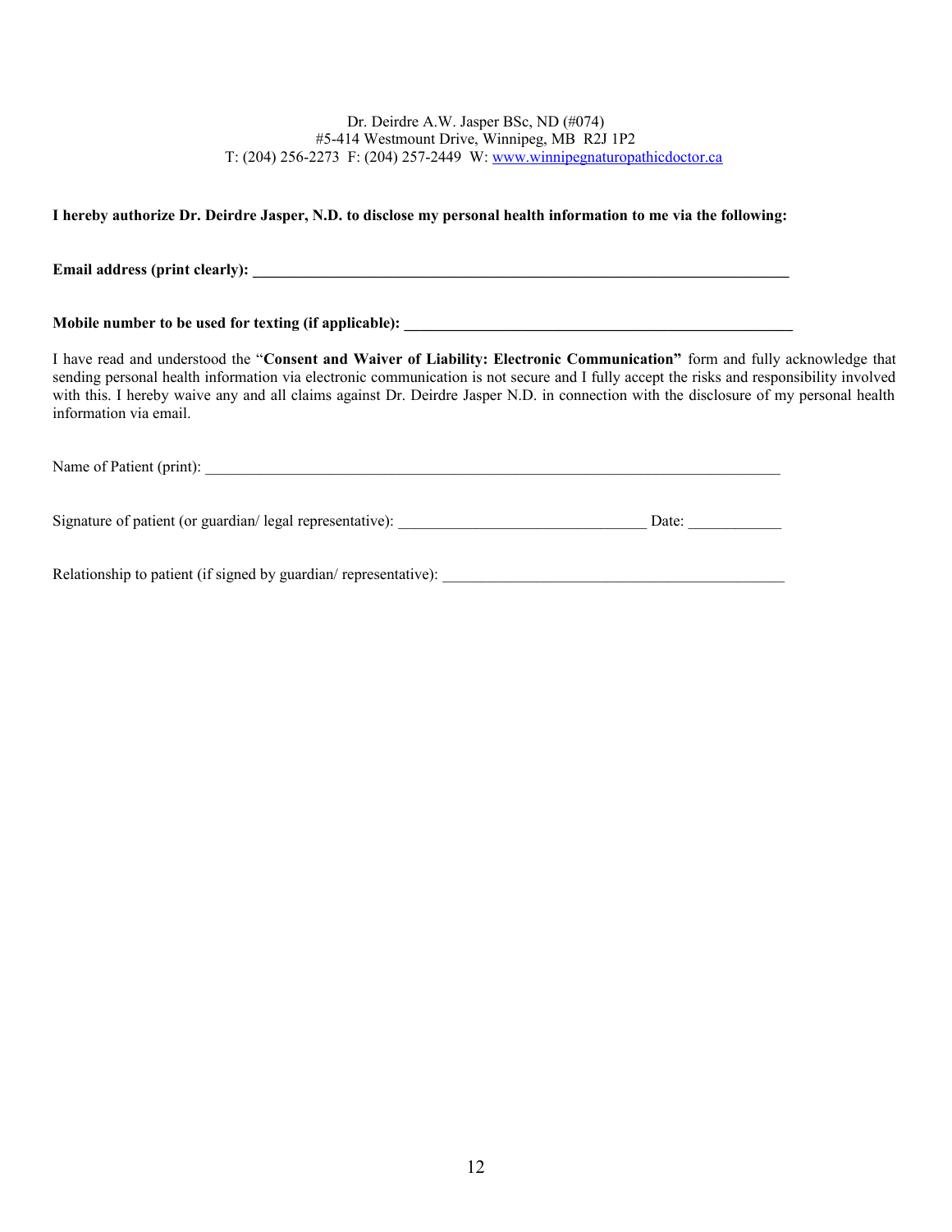Dr. Deirdre A.W. Jasper BSc, ND (#074)
#5-414 Westmount Drive, Winnipeg, MB R2J 1P2
T: (204) 256-2273 F: (204) 257-2449 W: www.winnipegnaturopathicdoctor.ca

**I hereby authorize Dr. Deirdre Jasper, N.D. to disclose my personal health information to me via the following:**

**Email address (print clearly): ___________________________________________________________________________**

**Mobile number to be used for texting (if applicable): _______________________________________________________**

I have read and understood the "**Consent and Waiver of Liability: Electronic Communication"** form and fully acknowledge that sending personal health information via electronic communication is not secure and I fully accept the risks and responsibility involved with this. I hereby waive any and all claims against Dr. Deirdre Jasper N.D. in connection with the disclosure of my personal health information via email.

Name of Patient (print): ___________________________________________________________________________

Signature of patient (or guardian/ legal representative): ________________________________ Date: ____________

Relationship to patient (if signed by guardian/ representative): _____________________________________________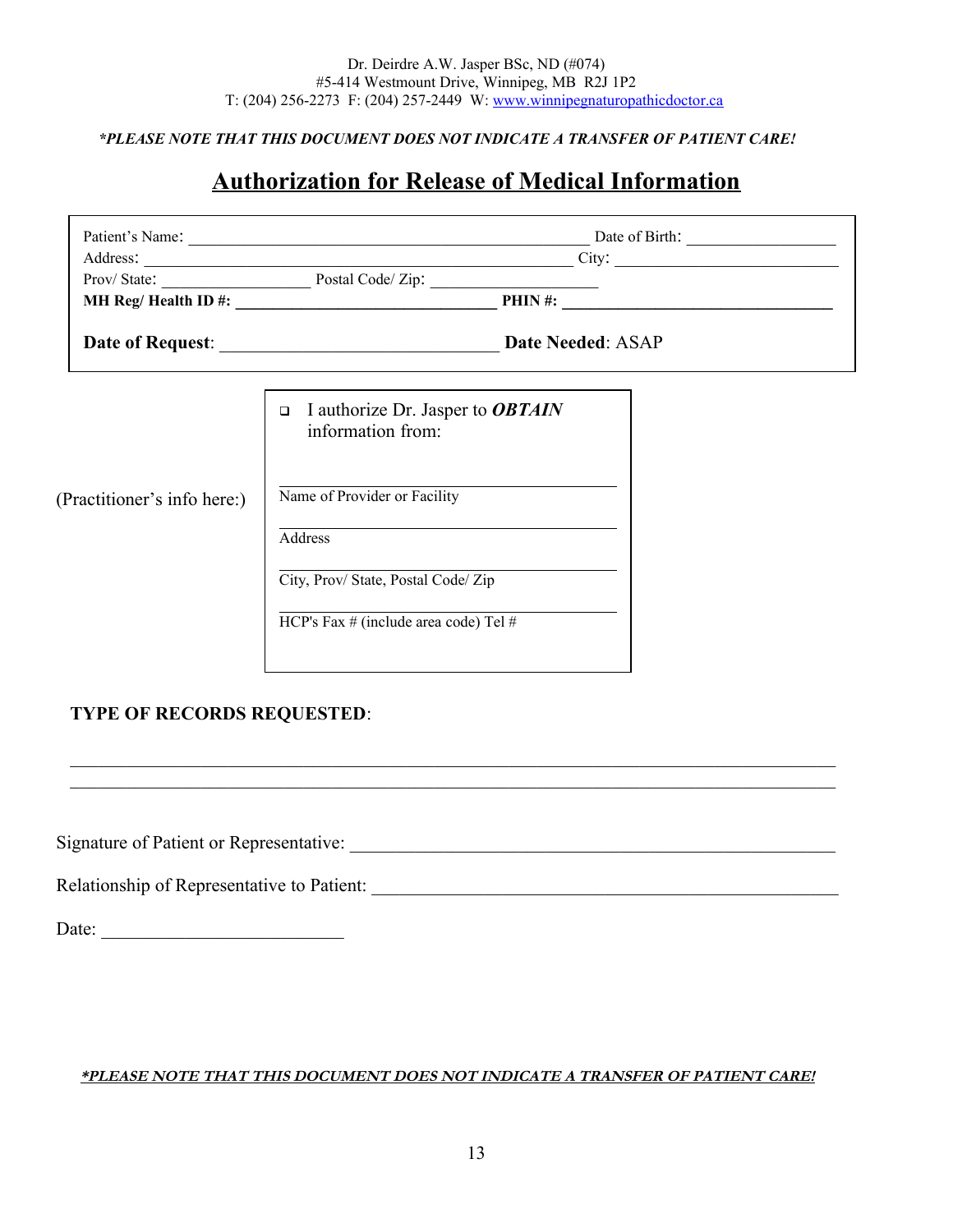Dr. Deirdre A.W. Jasper BSc, ND (#074)
#5-414 Westmount Drive, Winnipeg, MB  R2J 1P2
T: (204) 256-2273  F: (204) 257-2449  W: www.winnipegnaturopathicdoctor.ca

***PLEASE NOTE THAT THIS DOCUMENT DOES NOT INDICATE A TRANSFER OF PATIENT CARE!***

# Authorization for Release of Medical Information

Patient's Name: ______________________________ Date of Birth: ______________
Address: ______________________________ City: ______________________
Prov/ State: ______________ Postal Code/ Zip: ________________
**MH Reg/ Health ID #:** ________________________ **PHIN #:** ________________________

**Date of Request**: ________________________ **Date Needed**: ASAP

(Practitioner's info here:)

- ☐ I authorize Dr. Jasper to ***OBTAIN*** information from:

_______________________________
Name of Provider or Facility

_______________________________
Address

_______________________________
City, Prov/ State, Postal Code/ Zip

_______________________________
HCP's Fax # (include area code) Tel #

**TYPE OF RECORDS REQUESTED**:

_______________________________________________________________________
_______________________________________________________________________

Signature of Patient or Representative: ______________________________________

Relationship of Representative to Patient: ______________________________________

Date: ____________________

***PLEASE NOTE THAT THIS DOCUMENT DOES NOT INDICATE A TRANSFER OF PATIENT CARE!***